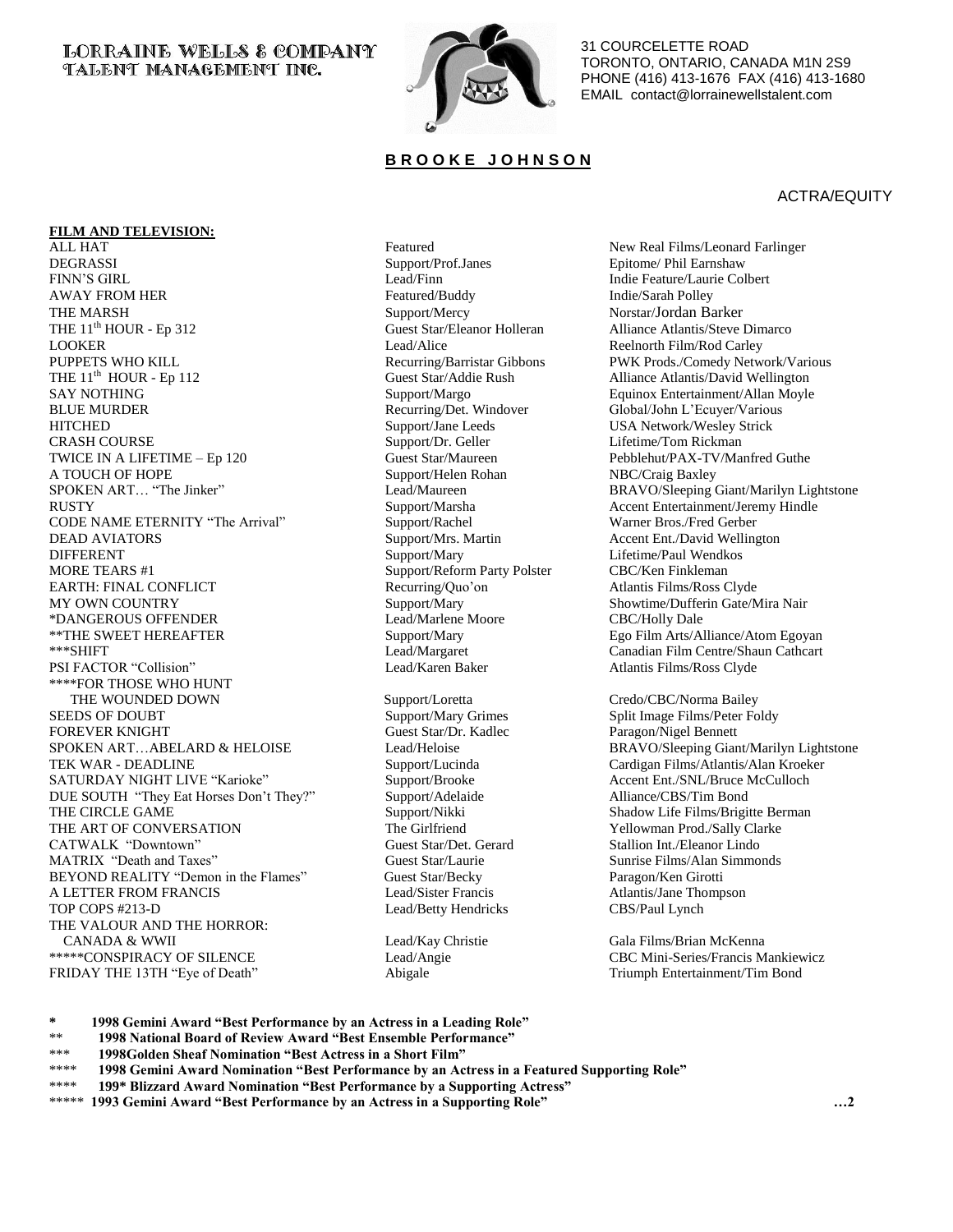LORRAINE WELLS & COMPANY
TALENT MANAGEMENT INC.

31 COURCELETTE ROAD
TORONTO, ONTARIO, CANADA M1N 2S9
PHONE (416) 413-1676 FAX (416) 413-1680
EMAIL contact@lorrainewellstalent.com

# **B R O O K E J O H N S O N**

ACTRA/EQUITY

**FILM AND TELEVISION:**

| | | |
|---|---|---|
| ALL HAT | Featured | New Real Films/Leonard Farlinger |
| DEGRASSI | Support/Prof.Janes | Epitome/ Phil Earnshaw |
| FINN'S GIRL | Lead/Finn | Indie Feature/Laurie Colbert |
| AWAY FROM HER | Featured/Buddy | Indie/Sarah Polley |
| THE MARSH | Support/Mercy | Norstar/Jordan Barker |
| THE 11th HOUR - Ep 312 | Guest Star/Eleanor Holleran | Alliance Atlantis/Steve Dimarco |
| LOOKER | Lead/Alice | Reelnorth Film/Rod Carley |
| PUPPETS WHO KILL | Recurring/Barristar Gibbons | PWK Prods./Comedy Network/Various |
| THE 11th HOUR - Ep 112 | Guest Star/Addie Rush | Alliance Atlantis/David Wellington |
| SAY NOTHING | Support/Margo | Equinox Entertainment/Allan Moyle |
| BLUE MURDER | Recurring/Det. Windover | Global/John L'Ecuyer/Various |
| HITCHED | Support/Jane Leeds | USA Network/Wesley Strick |
| CRASH COURSE | Support/Dr. Geller | Lifetime/Tom Rickman |
| TWICE IN A LIFETIME – Ep 120 | Guest Star/Maureen | Pebblehut/PAX-TV/Manfred Guthe |
| A TOUCH OF HOPE | Support/Helen Rohan | NBC/Craig Baxley |
| SPOKEN ART… "The Jinker" | Lead/Maureen | BRAVO/Sleeping Giant/Marilyn Lightstone |
| RUSTY | Support/Marsha | Accent Entertainment/Jeremy Hindle |
| CODE NAME ETERNITY "The Arrival" | Support/Rachel | Warner Bros./Fred Gerber |
| DEAD AVIATORS | Support/Mrs. Martin | Accent Ent./David Wellington |
| DIFFERENT | Support/Mary | Lifetime/Paul Wendkos |
| MORE TEARS #1 | Support/Reform Party Polster | CBC/Ken Finkleman |
| EARTH: FINAL CONFLICT | Recurring/Quo'on | Atlantis Films/Ross Clyde |
| MY OWN COUNTRY | Support/Mary | Showtime/Dufferin Gate/Mira Nair |
| *DANGEROUS OFFENDER | Lead/Marlene Moore | CBC/Holly Dale |
| **THE SWEET HEREAFTER | Support/Mary | Ego Film Arts/Alliance/Atom Egoyan |
| ***SHIFT | Lead/Margaret | Canadian Film Centre/Shaun Cathcart |
| PSI FACTOR "Collision" | Lead/Karen Baker | Atlantis Films/Ross Clyde |
| ****FOR THOSE WHO HUNT THE WOUNDED DOWN | Support/Loretta | Credo/CBC/Norma Bailey |
| SEEDS OF DOUBT | Support/Mary Grimes | Split Image Films/Peter Foldy |
| FOREVER KNIGHT | Guest Star/Dr. Kadlec | Paragon/Nigel Bennett |
| SPOKEN ART…ABELARD & HELOISE | Lead/Heloise | BRAVO/Sleeping Giant/Marilyn Lightstone |
| TEK WAR - DEADLINE | Support/Lucinda | Cardigan Films/Atlantis/Alan Kroeker |
| SATURDAY NIGHT LIVE "Karioke" | Support/Brooke | Accent Ent./SNL/Bruce McCulloch |
| DUE SOUTH "They Eat Horses Don't They?" | Support/Adelaide | Alliance/CBS/Tim Bond |
| THE CIRCLE GAME | Support/Nikki | Shadow Life Films/Brigitte Berman |
| THE ART OF CONVERSATION | The Girlfriend | Yellowman Prod./Sally Clarke |
| CATWALK "Downtown" | Guest Star/Det. Gerard | Stallion Int./Eleanor Lindo |
| MATRIX "Death and Taxes" | Guest Star/Laurie | Sunrise Films/Alan Simmonds |
| BEYOND REALITY "Demon in the Flames" | Guest Star/Becky | Paragon/Ken Girotti |
| A LETTER FROM FRANCIS | Lead/Sister Francis | Atlantis/Jane Thompson |
| TOP COPS #213-D | Lead/Betty Hendricks | CBS/Paul Lynch |
| THE VALOUR AND THE HORROR: CANADA & WWII | Lead/Kay Christie | Gala Films/Brian McKenna |
| *****CONSPIRACY OF SILENCE | Lead/Angie | CBC Mini-Series/Francis Mankiewicz |
| FRIDAY THE 13TH "Eye of Death" | Abigale | Triumph Entertainment/Tim Bond |

**\* 1998 Gemini Award "Best Performance by an Actress in a Leading Role"**
**\*\* 1998 National Board of Review Award "Best Ensemble Performance"**
**\*\*\* 1998Golden Sheaf Nomination "Best Actress in a Short Film"**
**\*\*\*\* 1998 Gemini Award Nomination "Best Performance by an Actress in a Featured Supporting Role"**
**\*\*\*\* 199\* Blizzard Award Nomination "Best Performance by a Supporting Actress"**
**\*\*\*\*\* 1993 Gemini Award "Best Performance by an Actress in a Supporting Role"**

**…2**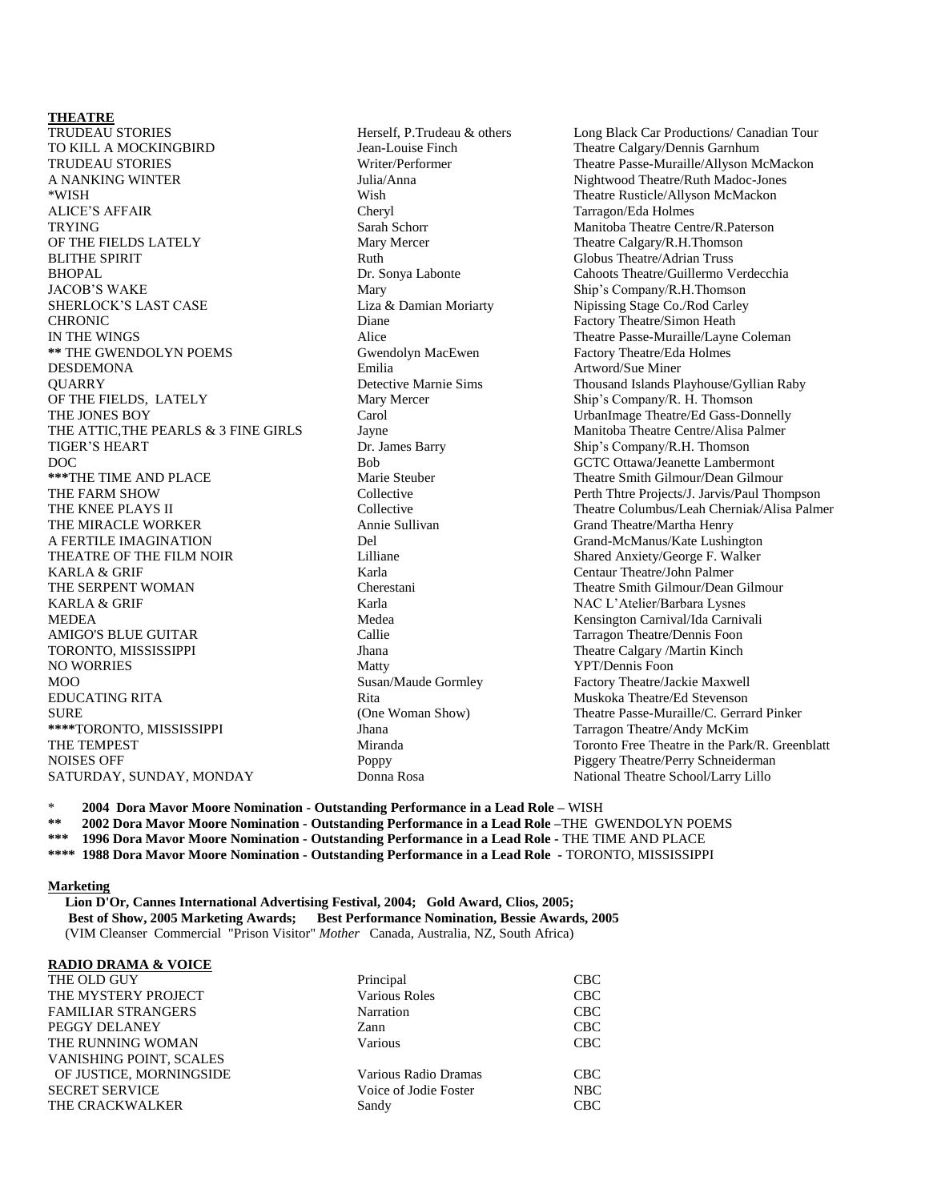**THEATRE**

| | | |
|---|---|---|
| TRUDEAU STORIES | Herself, P.Trudeau & others | Long Black Car Productions/ Canadian Tour |
| TO KILL A MOCKINGBIRD | Jean-Louise Finch | Theatre Calgary/Dennis Garnhum |
| TRUDEAU STORIES | Writer/Performer | Theatre Passe-Muraille/Allyson McMackon |
| A NANKING WINTER | Julia/Anna | Nightwood Theatre/Ruth Madoc-Jones |
| *WISH | Wish | Theatre Rusticle/Allyson McMackon |
| ALICE'S AFFAIR | Cheryl | Tarragon/Eda Holmes |
| TRYING | Sarah Schorr | Manitoba Theatre Centre/R.Paterson |
| OF THE FIELDS LATELY | Mary Mercer | Theatre Calgary/R.H.Thomson |
| BLITHE SPIRIT | Ruth | Globus Theatre/Adrian Truss |
| BHOPAL | Dr. Sonya Labonte | Cahoots Theatre/Guillermo Verdecchia |
| JACOB'S WAKE | Mary | Ship's Company/R.H.Thomson |
| SHERLOCK'S LAST CASE | Liza & Damian Moriarty | Nipissing Stage Co./Rod Carley |
| CHRONIC | Diane | Factory Theatre/Simon Heath |
| IN THE WINGS | Alice | Theatre Passe-Muraille/Layne Coleman |
| ** THE GWENDOLYN POEMS | Gwendolyn MacEwen | Factory Theatre/Eda Holmes |
| DESDEMONA | Emilia | Artword/Sue Miner |
| QUARRY | Detective Marnie Sims | Thousand Islands Playhouse/Gyllian Raby |
| OF THE FIELDS, LATELY | Mary Mercer | Ship's Company/R. H. Thomson |
| THE JONES BOY | Carol | UrbanImage Theatre/Ed Gass-Donnelly |
| THE ATTIC,THE PEARLS & 3 FINE GIRLS | Jayne | Manitoba Theatre Centre/Alisa Palmer |
| TIGER'S HEART | Dr. James Barry | Ship's Company/R.H. Thomson |
| DOC | Bob | GCTC Ottawa/Jeanette Lambermont |
| ***THE TIME AND PLACE | Marie Steuber | Theatre Smith Gilmour/Dean Gilmour |
| THE FARM SHOW | Collective | Perth Thtre Projects/J. Jarvis/Paul Thompson |
| THE KNEE PLAYS II | Collective | Theatre Columbus/Leah Cherniak/Alisa Palmer |
| THE MIRACLE WORKER | Annie Sullivan | Grand Theatre/Martha Henry |
| A FERTILE IMAGINATION | Del | Grand-McManus/Kate Lushington |
| THEATRE OF THE FILM NOIR | Lilliane | Shared Anxiety/George F. Walker |
| KARLA & GRIF | Karla | Centaur Theatre/John Palmer |
| THE SERPENT WOMAN | Cherestani | Theatre Smith Gilmour/Dean Gilmour |
| KARLA & GRIF | Karla | NAC L'Atelier/Barbara Lysnes |
| MEDEA | Medea | Kensington Carnival/Ida Carnivali |
| AMIGO'S BLUE GUITAR | Callie | Tarragon Theatre/Dennis Foon |
| TORONTO, MISSISSIPPI | Jhana | Theatre Calgary /Martin Kinch |
| NO WORRIES | Matty | YPT/Dennis Foon |
| MOO | Susan/Maude Gormley | Factory Theatre/Jackie Maxwell |
| EDUCATING RITA | Rita | Muskoka Theatre/Ed Stevenson |
| SURE | (One Woman Show) | Theatre Passe-Muraille/C. Gerrard Pinker |
| ****TORONTO, MISSISSIPPI | Jhana | Tarragon Theatre/Andy McKim |
| THE TEMPEST | Miranda | Toronto Free Theatre in the Park/R. Greenblatt |
| NOISES OFF | Poppy | Piggery Theatre/Perry Schneiderman |
| SATURDAY, SUNDAY, MONDAY | Donna Rosa | National Theatre School/Larry Lillo |

\* **2004 Dora Mavor Moore Nomination - Outstanding Performance in a Lead Role –** WISH
** **2002 Dora Mavor Moore Nomination - Outstanding Performance in a Lead Role –**THE GWENDOLYN POEMS
*** **1996 Dora Mavor Moore Nomination - Outstanding Performance in a Lead Role -** THE TIME AND PLACE
**** **1988 Dora Mavor Moore Nomination - Outstanding Performance in a Lead Role -** TORONTO, MISSISSIPPI

**Marketing**

**Lion D'Or, Cannes International Advertising Festival, 2004; Gold Award, Clios, 2005;**
**Best of Show, 2005 Marketing Awards; Best Performance Nomination, Bessie Awards, 2005**
(VIM Cleanser Commercial "Prison Visitor" *Mother* Canada, Australia, NZ, South Africa)

**RADIO DRAMA & VOICE**

| | | |
|---|---|---|
| THE OLD GUY | Principal | CBC |
| THE MYSTERY PROJECT | Various Roles | CBC |
| FAMILIAR STRANGERS | Narration | CBC |
| PEGGY DELANEY | Zann | CBC |
| THE RUNNING WOMAN | Various | CBC |
| VANISHING POINT, SCALES OF JUSTICE, MORNINGSIDE | Various Radio Dramas | CBC |
| SECRET SERVICE | Voice of Jodie Foster | NBC |
| THE CRACKWALKER | Sandy | CBC |